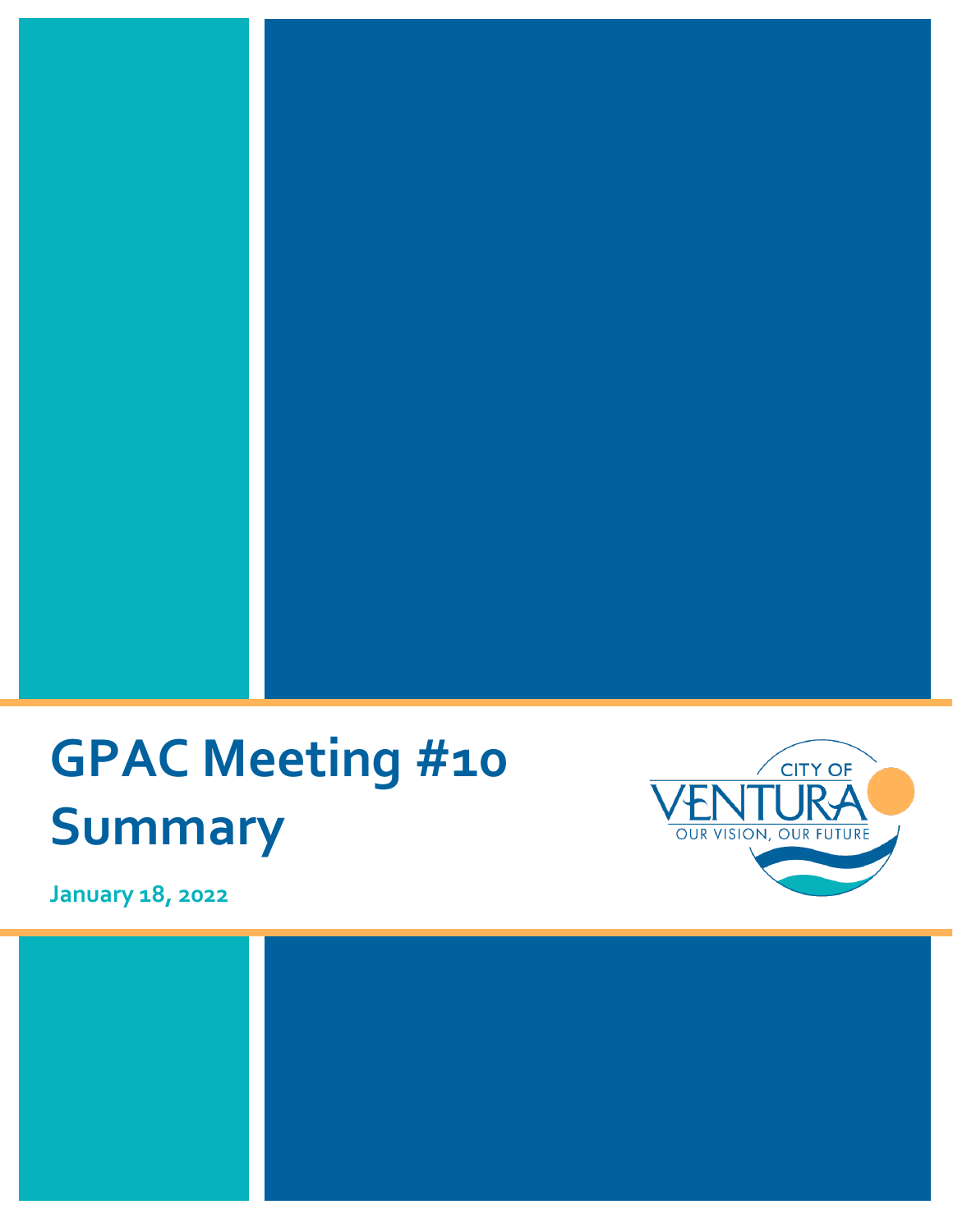# GPAC Meeting #10 Summary

**January 18, 2022**

CITY OF VENTURA

OUR VISION, OUR FUTURE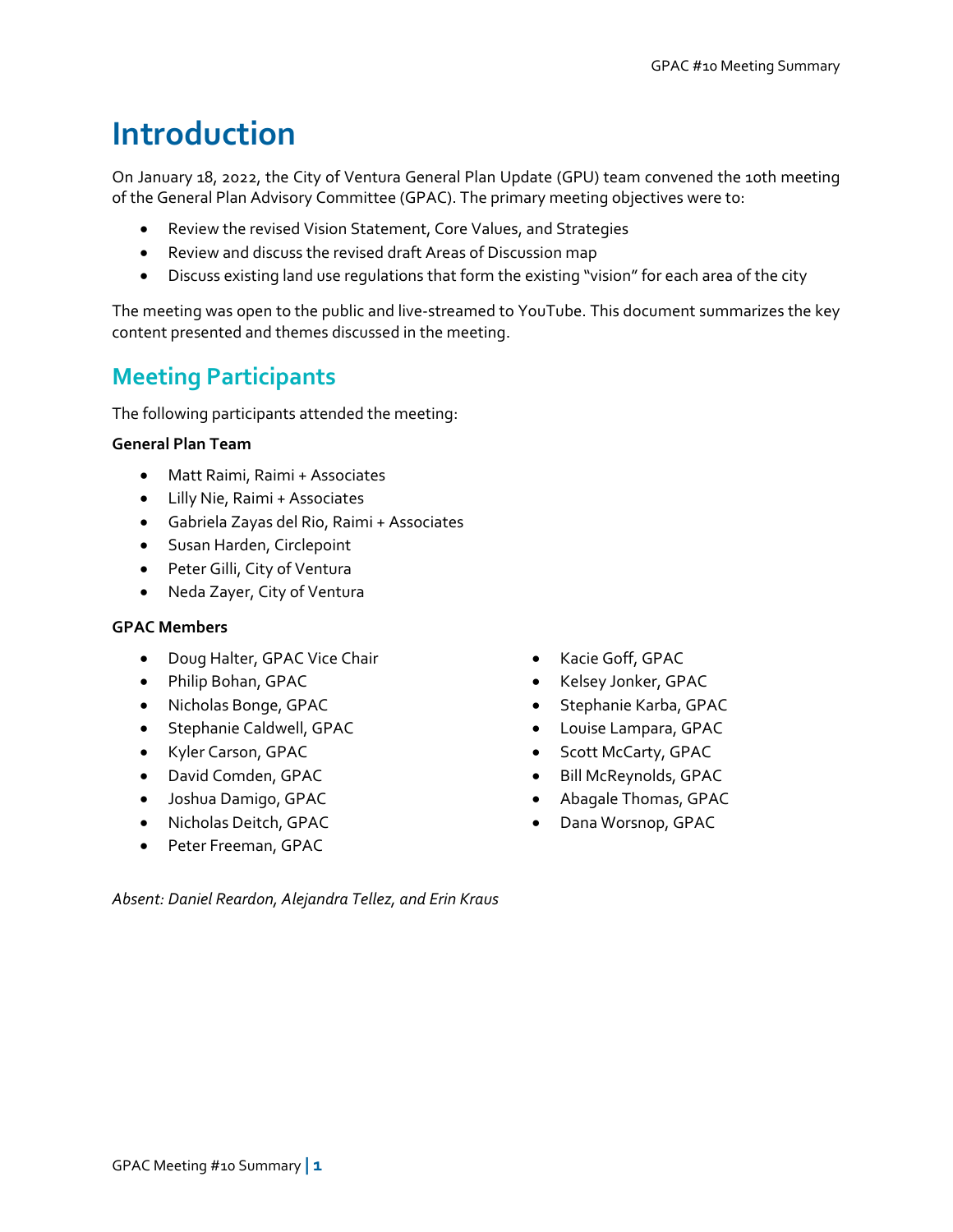# Introduction

On January 18, 2022, the City of Ventura General Plan Update (GPU) team convened the 10th meeting of the General Plan Advisory Committee (GPAC). The primary meeting objectives were to:

- Review the revised Vision Statement, Core Values, and Strategies
- Review and discuss the revised draft Areas of Discussion map
- Discuss existing land use regulations that form the existing "vision" for each area of the city

The meeting was open to the public and live-streamed to YouTube. This document summarizes the key content presented and themes discussed in the meeting.

## Meeting Participants

The following participants attended the meeting:

**General Plan Team**

- Matt Raimi, Raimi + Associates
- Lilly Nie, Raimi + Associates
- Gabriela Zayas del Rio, Raimi + Associates
- Susan Harden, Circlepoint
- Peter Gilli, City of Ventura
- Neda Zayer, City of Ventura

**GPAC Members**

- Doug Halter, GPAC Vice Chair
- Philip Bohan, GPAC
- Nicholas Bonge, GPAC
- Stephanie Caldwell, GPAC
- Kyler Carson, GPAC
- David Comden, GPAC
- Joshua Damigo, GPAC
- Nicholas Deitch, GPAC
- Peter Freeman, GPAC
- Kacie Goff, GPAC
- Kelsey Jonker, GPAC
- Stephanie Karba, GPAC
- Louise Lampara, GPAC
- Scott McCarty, GPAC
- Bill McReynolds, GPAC
- Abagale Thomas, GPAC
- Dana Worsnop, GPAC

*Absent: Daniel Reardon, Alejandra Tellez, and Erin Kraus*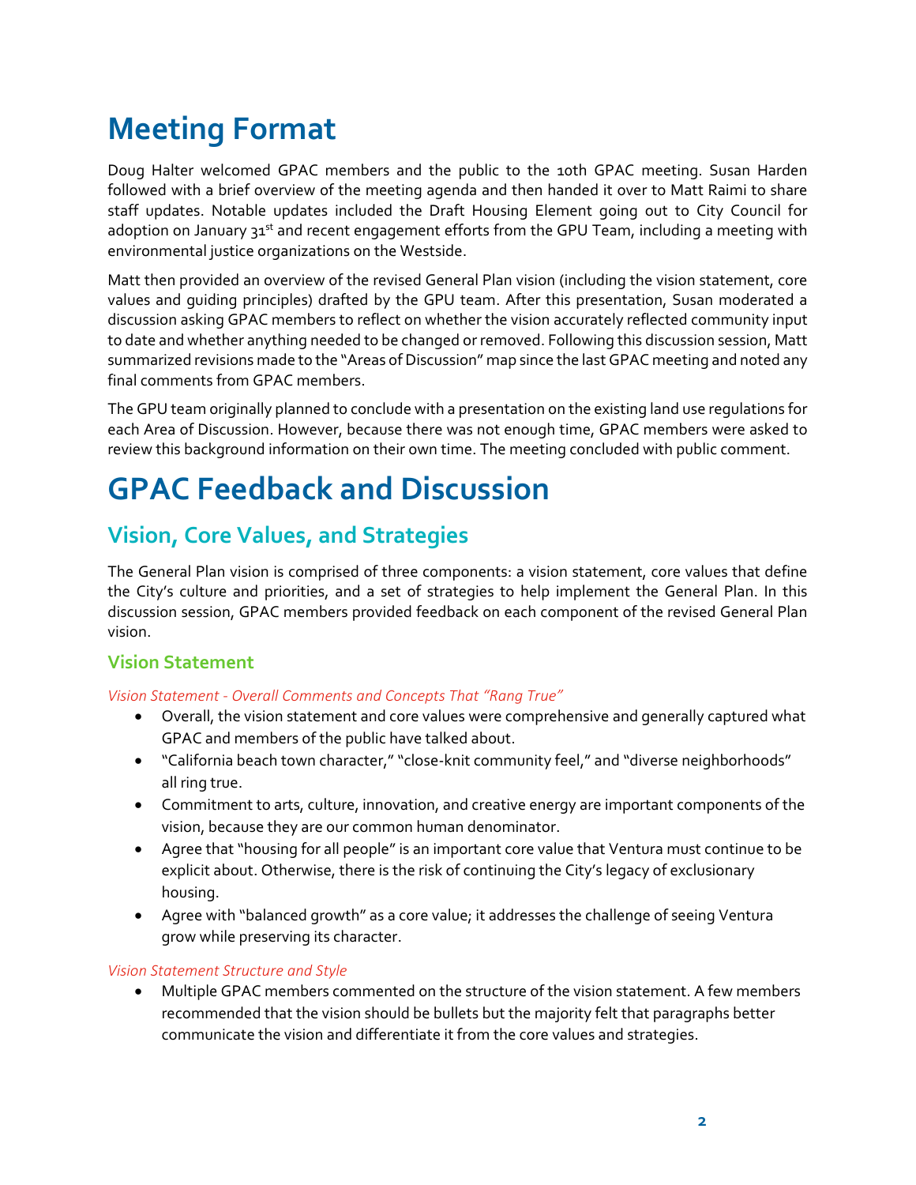# Meeting Format

Doug Halter welcomed GPAC members and the public to the 10th GPAC meeting. Susan Harden followed with a brief overview of the meeting agenda and then handed it over to Matt Raimi to share staff updates. Notable updates included the Draft Housing Element going out to City Council for adoption on January 31st and recent engagement efforts from the GPU Team, including a meeting with environmental justice organizations on the Westside.

Matt then provided an overview of the revised General Plan vision (including the vision statement, core values and guiding principles) drafted by the GPU team. After this presentation, Susan moderated a discussion asking GPAC members to reflect on whether the vision accurately reflected community input to date and whether anything needed to be changed or removed. Following this discussion session, Matt summarized revisions made to the "Areas of Discussion" map since the last GPAC meeting and noted any final comments from GPAC members.

The GPU team originally planned to conclude with a presentation on the existing land use regulations for each Area of Discussion. However, because there was not enough time, GPAC members were asked to review this background information on their own time. The meeting concluded with public comment.

# GPAC Feedback and Discussion

## Vision, Core Values, and Strategies

The General Plan vision is comprised of three components: a vision statement, core values that define the City's culture and priorities, and a set of strategies to help implement the General Plan. In this discussion session, GPAC members provided feedback on each component of the revised General Plan vision.

### Vision Statement

*Vision Statement - Overall Comments and Concepts That "Rang True"*

- Overall, the vision statement and core values were comprehensive and generally captured what GPAC and members of the public have talked about.
- "California beach town character," "close-knit community feel," and "diverse neighborhoods" all ring true.
- Commitment to arts, culture, innovation, and creative energy are important components of the vision, because they are our common human denominator.
- Agree that "housing for all people" is an important core value that Ventura must continue to be explicit about. Otherwise, there is the risk of continuing the City's legacy of exclusionary housing.
- Agree with "balanced growth" as a core value; it addresses the challenge of seeing Ventura grow while preserving its character.

*Vision Statement Structure and Style*

- Multiple GPAC members commented on the structure of the vision statement. A few members recommended that the vision should be bullets but the majority felt that paragraphs better communicate the vision and differentiate it from the core values and strategies.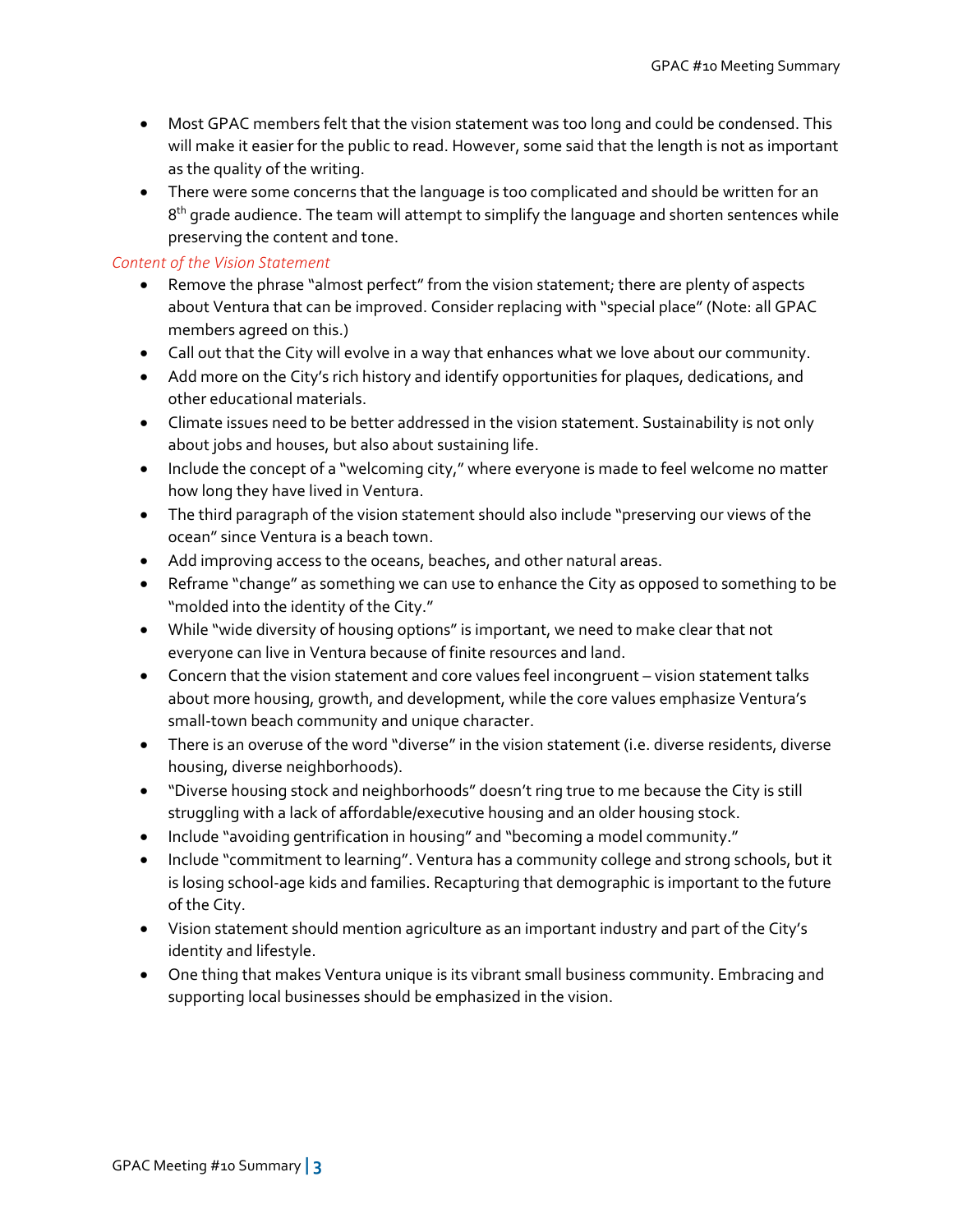- Most GPAC members felt that the vision statement was too long and could be condensed. This will make it easier for the public to read. However, some said that the length is not as important as the quality of the writing.
- There were some concerns that the language is too complicated and should be written for an 8th grade audience. The team will attempt to simplify the language and shorten sentences while preserving the content and tone.

*Content of the Vision Statement*

- Remove the phrase "almost perfect" from the vision statement; there are plenty of aspects about Ventura that can be improved. Consider replacing with "special place" (Note: all GPAC members agreed on this.)
- Call out that the City will evolve in a way that enhances what we love about our community.
- Add more on the City's rich history and identify opportunities for plaques, dedications, and other educational materials.
- Climate issues need to be better addressed in the vision statement. Sustainability is not only about jobs and houses, but also about sustaining life.
- Include the concept of a "welcoming city," where everyone is made to feel welcome no matter how long they have lived in Ventura.
- The third paragraph of the vision statement should also include "preserving our views of the ocean" since Ventura is a beach town.
- Add improving access to the oceans, beaches, and other natural areas.
- Reframe "change" as something we can use to enhance the City as opposed to something to be "molded into the identity of the City."
- While "wide diversity of housing options" is important, we need to make clear that not everyone can live in Ventura because of finite resources and land.
- Concern that the vision statement and core values feel incongruent – vision statement talks about more housing, growth, and development, while the core values emphasize Ventura's small-town beach community and unique character.
- There is an overuse of the word "diverse" in the vision statement (i.e. diverse residents, diverse housing, diverse neighborhoods).
- "Diverse housing stock and neighborhoods" doesn't ring true to me because the City is still struggling with a lack of affordable/executive housing and an older housing stock.
- Include "avoiding gentrification in housing" and "becoming a model community."
- Include "commitment to learning". Ventura has a community college and strong schools, but it is losing school-age kids and families. Recapturing that demographic is important to the future of the City.
- Vision statement should mention agriculture as an important industry and part of the City's identity and lifestyle.
- One thing that makes Ventura unique is its vibrant small business community. Embracing and supporting local businesses should be emphasized in the vision.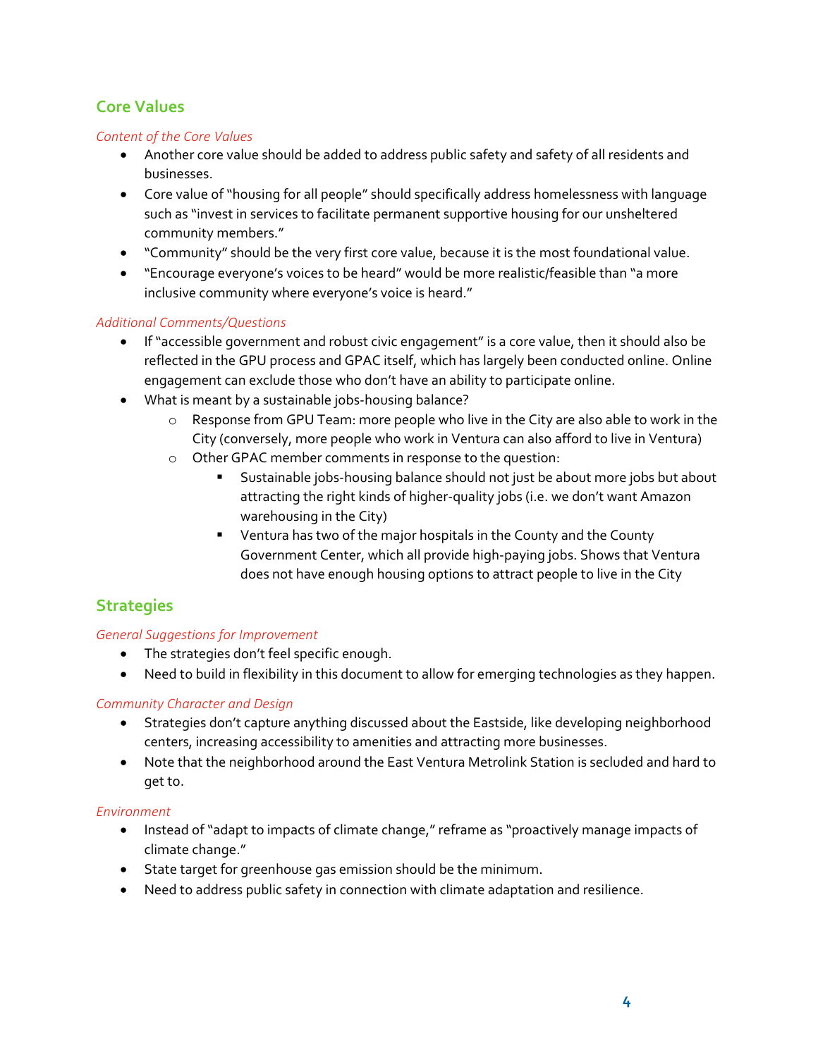## Core Values

*Content of the Core Values*

- Another core value should be added to address public safety and safety of all residents and businesses.
- Core value of "housing for all people" should specifically address homelessness with language such as "invest in services to facilitate permanent supportive housing for our unsheltered community members."
- "Community" should be the very first core value, because it is the most foundational value.
- "Encourage everyone's voices to be heard" would be more realistic/feasible than "a more inclusive community where everyone's voice is heard."

*Additional Comments/Questions*

- If "accessible government and robust civic engagement" is a core value, then it should also be reflected in the GPU process and GPAC itself, which has largely been conducted online. Online engagement can exclude those who don't have an ability to participate online.
- What is meant by a sustainable jobs-housing balance?
  - Response from GPU Team: more people who live in the City are also able to work in the City (conversely, more people who work in Ventura can also afford to live in Ventura)
  - Other GPAC member comments in response to the question:
    - Sustainable jobs-housing balance should not just be about more jobs but about attracting the right kinds of higher-quality jobs (i.e. we don't want Amazon warehousing in the City)
    - Ventura has two of the major hospitals in the County and the County Government Center, which all provide high-paying jobs. Shows that Ventura does not have enough housing options to attract people to live in the City

## Strategies

*General Suggestions for Improvement*

- The strategies don't feel specific enough.
- Need to build in flexibility in this document to allow for emerging technologies as they happen.

*Community Character and Design*

- Strategies don't capture anything discussed about the Eastside, like developing neighborhood centers, increasing accessibility to amenities and attracting more businesses.
- Note that the neighborhood around the East Ventura Metrolink Station is secluded and hard to get to.

*Environment*

- Instead of "adapt to impacts of climate change," reframe as "proactively manage impacts of climate change."
- State target for greenhouse gas emission should be the minimum.
- Need to address public safety in connection with climate adaptation and resilience.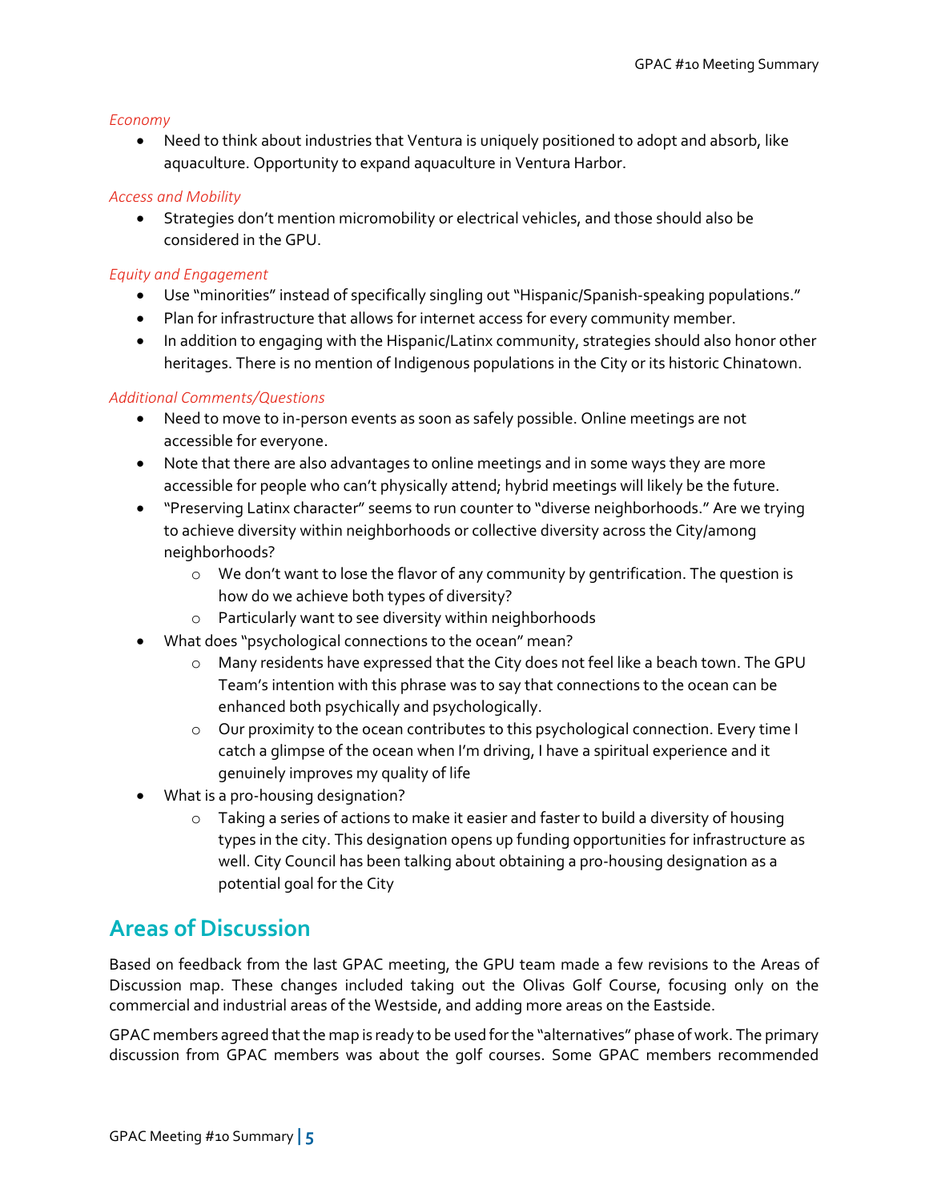*Economy*

- Need to think about industries that Ventura is uniquely positioned to adopt and absorb, like aquaculture. Opportunity to expand aquaculture in Ventura Harbor.

*Access and Mobility*

- Strategies don't mention micromobility or electrical vehicles, and those should also be considered in the GPU.

*Equity and Engagement*

- Use "minorities" instead of specifically singling out "Hispanic/Spanish-speaking populations."
- Plan for infrastructure that allows for internet access for every community member.
- In addition to engaging with the Hispanic/Latinx community, strategies should also honor other heritages. There is no mention of Indigenous populations in the City or its historic Chinatown.

*Additional Comments/Questions*

- Need to move to in-person events as soon as safely possible. Online meetings are not accessible for everyone.
- Note that there are also advantages to online meetings and in some ways they are more accessible for people who can't physically attend; hybrid meetings will likely be the future.
- "Preserving Latinx character" seems to run counter to "diverse neighborhoods." Are we trying to achieve diversity within neighborhoods or collective diversity across the City/among neighborhoods?
  - We don't want to lose the flavor of any community by gentrification. The question is how do we achieve both types of diversity?
  - Particularly want to see diversity within neighborhoods
- What does "psychological connections to the ocean" mean?
  - Many residents have expressed that the City does not feel like a beach town. The GPU Team's intention with this phrase was to say that connections to the ocean can be enhanced both psychically and psychologically.
  - Our proximity to the ocean contributes to this psychological connection. Every time I catch a glimpse of the ocean when I'm driving, I have a spiritual experience and it genuinely improves my quality of life
- What is a pro-housing designation?
  - Taking a series of actions to make it easier and faster to build a diversity of housing types in the city. This designation opens up funding opportunities for infrastructure as well. City Council has been talking about obtaining a pro-housing designation as a potential goal for the City

## Areas of Discussion

Based on feedback from the last GPAC meeting, the GPU team made a few revisions to the Areas of Discussion map. These changes included taking out the Olivas Golf Course, focusing only on the commercial and industrial areas of the Westside, and adding more areas on the Eastside.

GPAC members agreed that the map is ready to be used for the "alternatives" phase of work. The primary discussion from GPAC members was about the golf courses. Some GPAC members recommended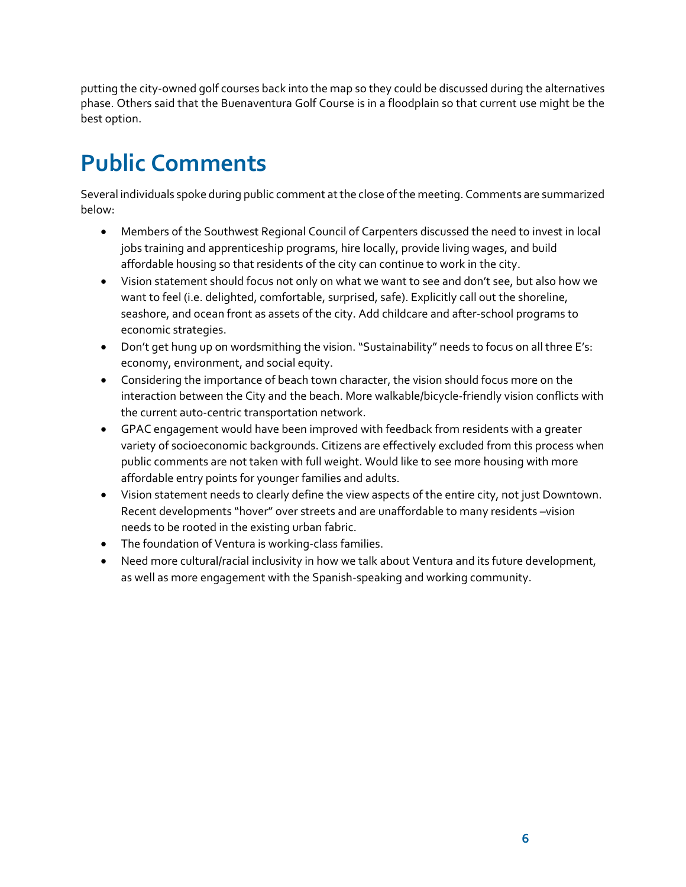putting the city-owned golf courses back into the map so they could be discussed during the alternatives phase. Others said that the Buenaventura Golf Course is in a floodplain so that current use might be the best option.

# Public Comments

Several individuals spoke during public comment at the close of the meeting. Comments are summarized below:

- Members of the Southwest Regional Council of Carpenters discussed the need to invest in local jobs training and apprenticeship programs, hire locally, provide living wages, and build affordable housing so that residents of the city can continue to work in the city.
- Vision statement should focus not only on what we want to see and don't see, but also how we want to feel (i.e. delighted, comfortable, surprised, safe). Explicitly call out the shoreline, seashore, and ocean front as assets of the city. Add childcare and after-school programs to economic strategies.
- Don't get hung up on wordsmithing the vision. "Sustainability" needs to focus on all three E's: economy, environment, and social equity.
- Considering the importance of beach town character, the vision should focus more on the interaction between the City and the beach. More walkable/bicycle-friendly vision conflicts with the current auto-centric transportation network.
- GPAC engagement would have been improved with feedback from residents with a greater variety of socioeconomic backgrounds. Citizens are effectively excluded from this process when public comments are not taken with full weight. Would like to see more housing with more affordable entry points for younger families and adults.
- Vision statement needs to clearly define the view aspects of the entire city, not just Downtown. Recent developments "hover" over streets and are unaffordable to many residents –vision needs to be rooted in the existing urban fabric.
- The foundation of Ventura is working-class families.
- Need more cultural/racial inclusivity in how we talk about Ventura and its future development, as well as more engagement with the Spanish-speaking and working community.